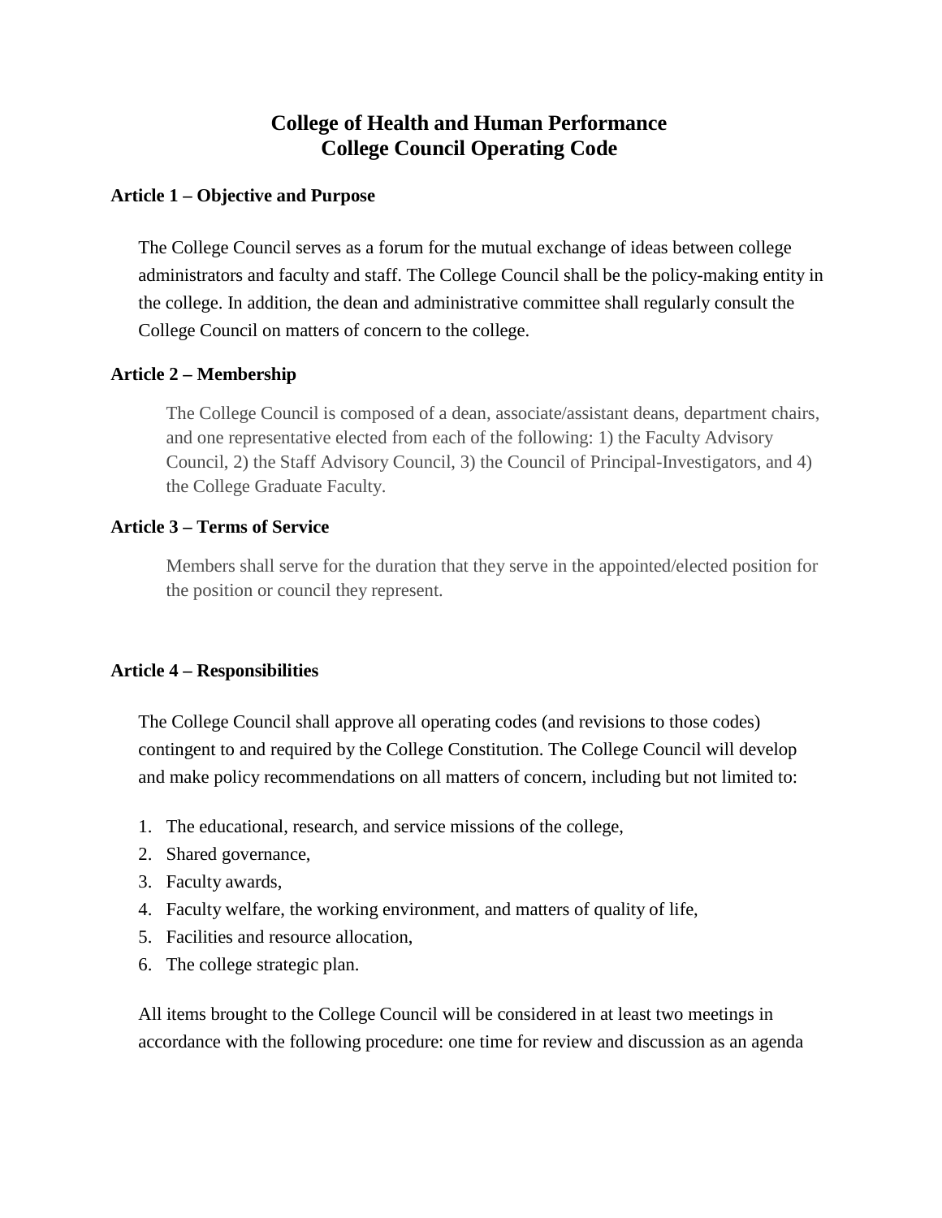# College of Health and Human Performance
# College Council Operating Code

## Article 1 – Objective and Purpose

The College Council serves as a forum for the mutual exchange of ideas between college administrators and faculty and staff. The College Council shall be the policy-making entity in the college. In addition, the dean and administrative committee shall regularly consult the College Council on matters of concern to the college.

## Article 2 – Membership

The College Council is composed of a dean, associate/assistant deans, department chairs, and one representative elected from each of the following: 1) the Faculty Advisory Council, 2) the Staff Advisory Council, 3) the Council of Principal-Investigators, and 4) the College Graduate Faculty.

## Article 3 – Terms of Service

Members shall serve for the duration that they serve in the appointed/elected position for the position or council they represent.

## Article 4 – Responsibilities

The College Council shall approve all operating codes (and revisions to those codes) contingent to and required by the College Constitution. The College Council will develop and make policy recommendations on all matters of concern, including but not limited to:

1. The educational, research, and service missions of the college,
2. Shared governance,
3. Faculty awards,
4. Faculty welfare, the working environment, and matters of quality of life,
5. Facilities and resource allocation,
6. The college strategic plan.

All items brought to the College Council will be considered in at least two meetings in accordance with the following procedure: one time for review and discussion as an agenda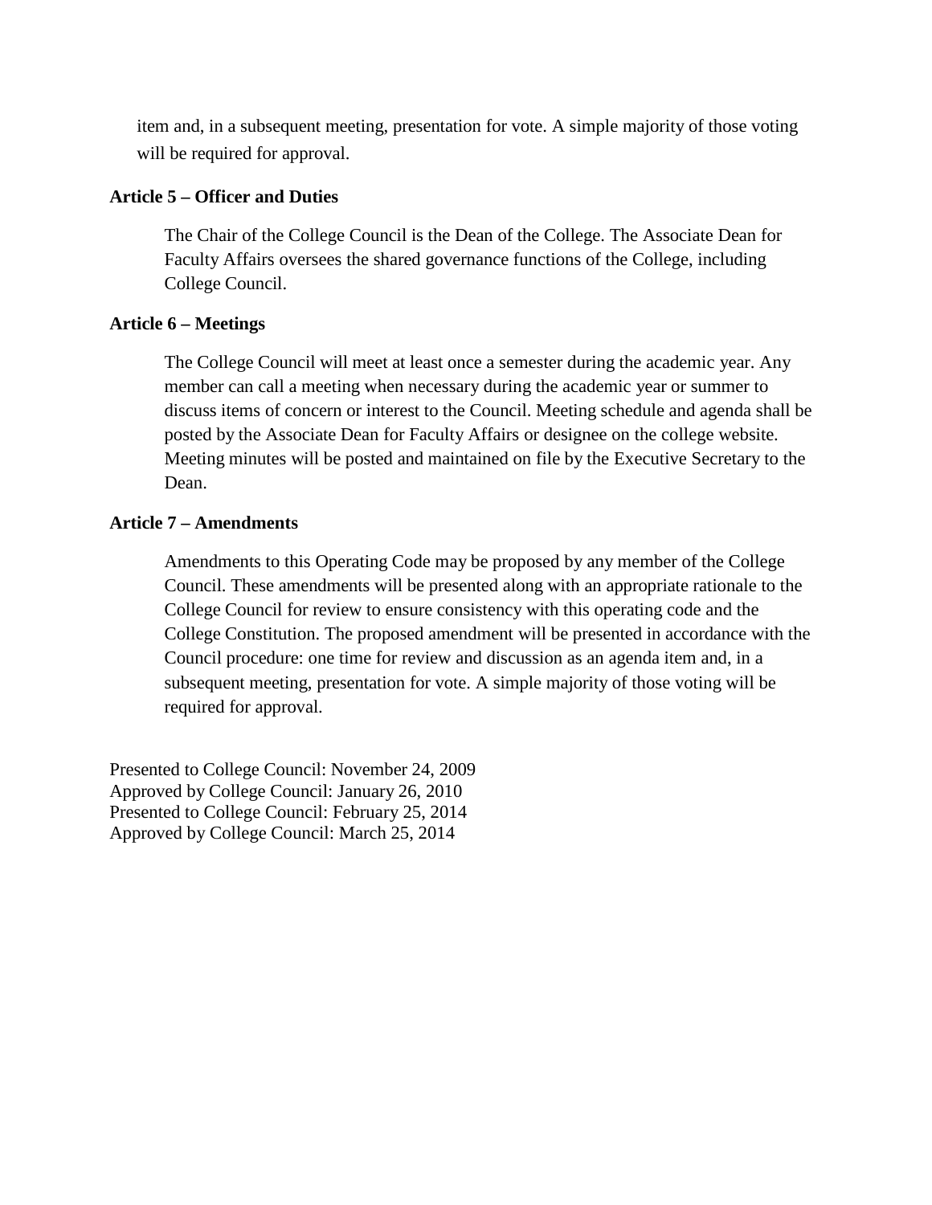item and, in a subsequent meeting, presentation for vote. A simple majority of those voting will be required for approval.

**Article 5 – Officer and Duties**

The Chair of the College Council is the Dean of the College. The Associate Dean for Faculty Affairs oversees the shared governance functions of the College, including College Council.

**Article 6 – Meetings**

The College Council will meet at least once a semester during the academic year. Any member can call a meeting when necessary during the academic year or summer to discuss items of concern or interest to the Council. Meeting schedule and agenda shall be posted by the Associate Dean for Faculty Affairs or designee on the college website. Meeting minutes will be posted and maintained on file by the Executive Secretary to the Dean.

**Article 7 – Amendments**

Amendments to this Operating Code may be proposed by any member of the College Council. These amendments will be presented along with an appropriate rationale to the College Council for review to ensure consistency with this operating code and the College Constitution. The proposed amendment will be presented in accordance with the Council procedure: one time for review and discussion as an agenda item and, in a subsequent meeting, presentation for vote. A simple majority of those voting will be required for approval.

Presented to College Council: November 24, 2009
Approved by College Council: January 26, 2010
Presented to College Council: February 25, 2014
Approved by College Council: March 25, 2014